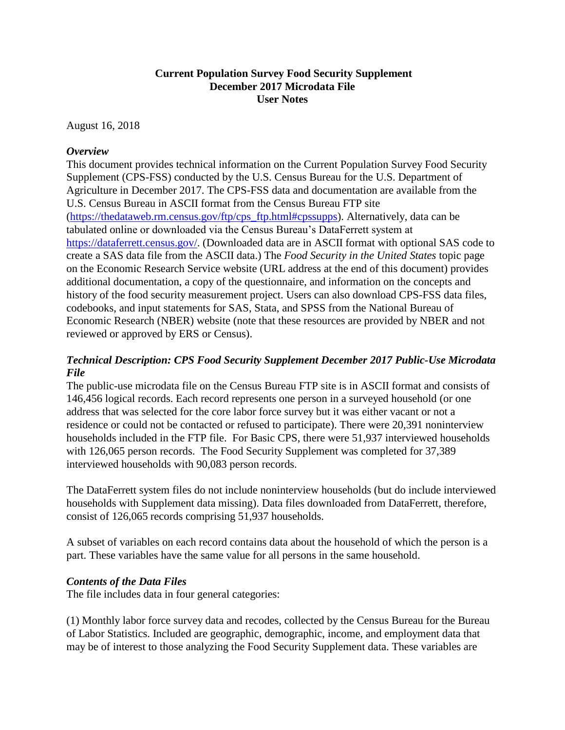**Current Population Survey Food Security Supplement**
**December 2017 Microdata File**
**User Notes**

August 16, 2018

### *Overview*

This document provides technical information on the Current Population Survey Food Security Supplement (CPS-FSS) conducted by the U.S. Census Bureau for the U.S. Department of Agriculture in December 2017. The CPS-FSS data and documentation are available from the U.S. Census Bureau in ASCII format from the Census Bureau FTP site (https://thedataweb.rm.census.gov/ftp/cps_ftp.html#cpssupps). Alternatively, data can be tabulated online or downloaded via the Census Bureau's DataFerrett system at https://dataferrett.census.gov/. (Downloaded data are in ASCII format with optional SAS code to create a SAS data file from the ASCII data.) The *Food Security in the United States* topic page on the Economic Research Service website (URL address at the end of this document) provides additional documentation, a copy of the questionnaire, and information on the concepts and history of the food security measurement project. Users can also download CPS-FSS data files, codebooks, and input statements for SAS, Stata, and SPSS from the National Bureau of Economic Research (NBER) website (note that these resources are provided by NBER and not reviewed or approved by ERS or Census).

### *Technical Description: CPS Food Security Supplement December 2017 Public-Use Microdata File*

The public-use microdata file on the Census Bureau FTP site is in ASCII format and consists of 146,456 logical records. Each record represents one person in a surveyed household (or one address that was selected for the core labor force survey but it was either vacant or not a residence or could not be contacted or refused to participate). There were 20,391 noninterview households included in the FTP file. For Basic CPS, there were 51,937 interviewed households with 126,065 person records. The Food Security Supplement was completed for 37,389 interviewed households with 90,083 person records.

The DataFerrett system files do not include noninterview households (but do include interviewed households with Supplement data missing). Data files downloaded from DataFerrett, therefore, consist of 126,065 records comprising 51,937 households.

A subset of variables on each record contains data about the household of which the person is a part. These variables have the same value for all persons in the same household.

### *Contents of the Data Files*

The file includes data in four general categories:

(1) Monthly labor force survey data and recodes, collected by the Census Bureau for the Bureau of Labor Statistics. Included are geographic, demographic, income, and employment data that may be of interest to those analyzing the Food Security Supplement data. These variables are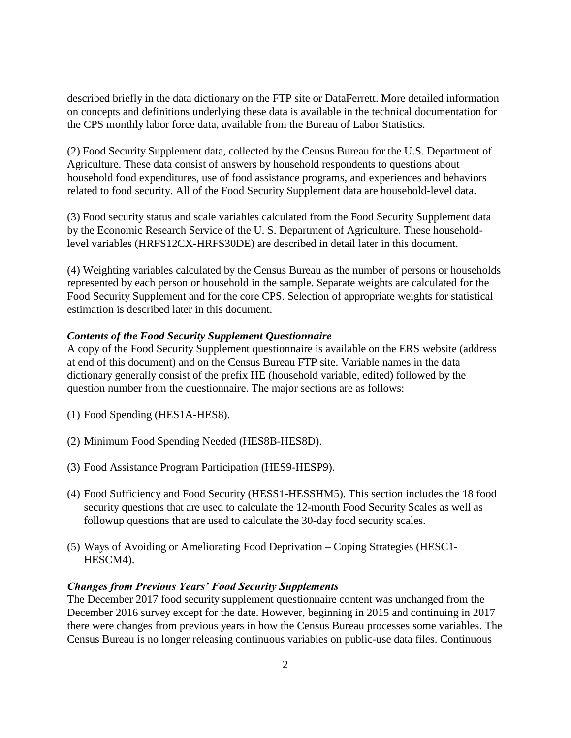described briefly in the data dictionary on the FTP site or DataFerrett. More detailed information on concepts and definitions underlying these data is available in the technical documentation for the CPS monthly labor force data, available from the Bureau of Labor Statistics.

(2) Food Security Supplement data, collected by the Census Bureau for the U.S. Department of Agriculture. These data consist of answers by household respondents to questions about household food expenditures, use of food assistance programs, and experiences and behaviors related to food security. All of the Food Security Supplement data are household-level data.

(3) Food security status and scale variables calculated from the Food Security Supplement data by the Economic Research Service of the U. S. Department of Agriculture. These household-level variables (HRFS12CX-HRFS30DE) are described in detail later in this document.

(4) Weighting variables calculated by the Census Bureau as the number of persons or households represented by each person or household in the sample. Separate weights are calculated for the Food Security Supplement and for the core CPS. Selection of appropriate weights for statistical estimation is described later in this document.

### *Contents of the Food Security Supplement Questionnaire*

A copy of the Food Security Supplement questionnaire is available on the ERS website (address at end of this document) and on the Census Bureau FTP site. Variable names in the data dictionary generally consist of the prefix HE (household variable, edited) followed by the question number from the questionnaire. The major sections are as follows:

(1) Food Spending (HES1A-HES8).

(2) Minimum Food Spending Needed (HES8B-HES8D).

(3) Food Assistance Program Participation (HES9-HESP9).

(4) Food Sufficiency and Food Security (HESS1-HESSHM5). This section includes the 18 food security questions that are used to calculate the 12-month Food Security Scales as well as followup questions that are used to calculate the 30-day food security scales.

(5) Ways of Avoiding or Ameliorating Food Deprivation – Coping Strategies (HESC1-HESCM4).

### *Changes from Previous Years' Food Security Supplements*

The December 2017 food security supplement questionnaire content was unchanged from the December 2016 survey except for the date. However, beginning in 2015 and continuing in 2017 there were changes from previous years in how the Census Bureau processes some variables. The Census Bureau is no longer releasing continuous variables on public-use data files. Continuous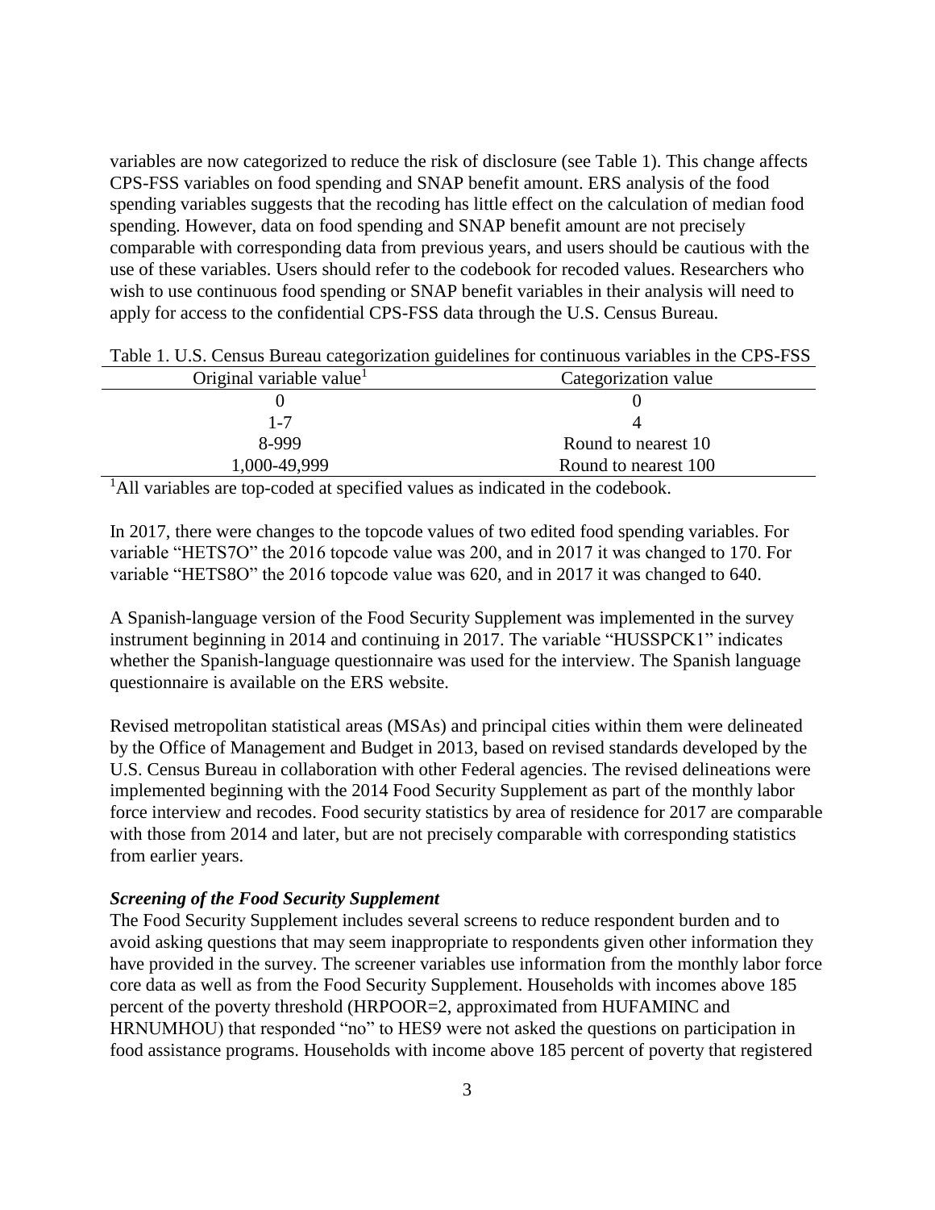variables are now categorized to reduce the risk of disclosure (see Table 1). This change affects CPS-FSS variables on food spending and SNAP benefit amount. ERS analysis of the food spending variables suggests that the recoding has little effect on the calculation of median food spending. However, data on food spending and SNAP benefit amount are not precisely comparable with corresponding data from previous years, and users should be cautious with the use of these variables. Users should refer to the codebook for recoded values. Researchers who wish to use continuous food spending or SNAP benefit variables in their analysis will need to apply for access to the confidential CPS-FSS data through the U.S. Census Bureau.

Table 1. U.S. Census Bureau categorization guidelines for continuous variables in the CPS-FSS

| Original variable value[1] | Categorization value |
|---|---|
| 0 | 0 |
| 1-7 | 4 |
| 8-999 | Round to nearest 10 |
| 1,000-49,999 | Round to nearest 100 |

[1]All variables are top-coded at specified values as indicated in the codebook.

In 2017, there were changes to the topcode values of two edited food spending variables. For variable "HETS7O" the 2016 topcode value was 200, and in 2017 it was changed to 170. For variable "HETS8O" the 2016 topcode value was 620, and in 2017 it was changed to 640.

A Spanish-language version of the Food Security Supplement was implemented in the survey instrument beginning in 2014 and continuing in 2017. The variable "HUSSPCK1" indicates whether the Spanish-language questionnaire was used for the interview. The Spanish language questionnaire is available on the ERS website.

Revised metropolitan statistical areas (MSAs) and principal cities within them were delineated by the Office of Management and Budget in 2013, based on revised standards developed by the U.S. Census Bureau in collaboration with other Federal agencies. The revised delineations were implemented beginning with the 2014 Food Security Supplement as part of the monthly labor force interview and recodes. Food security statistics by area of residence for 2017 are comparable with those from 2014 and later, but are not precisely comparable with corresponding statistics from earlier years.

***Screening of the Food Security Supplement***

The Food Security Supplement includes several screens to reduce respondent burden and to avoid asking questions that may seem inappropriate to respondents given other information they have provided in the survey. The screener variables use information from the monthly labor force core data as well as from the Food Security Supplement. Households with incomes above 185 percent of the poverty threshold (HRPOOR=2, approximated from HUFAMINC and HRNUMHOU) that responded "no" to HES9 were not asked the questions on participation in food assistance programs. Households with income above 185 percent of poverty that registered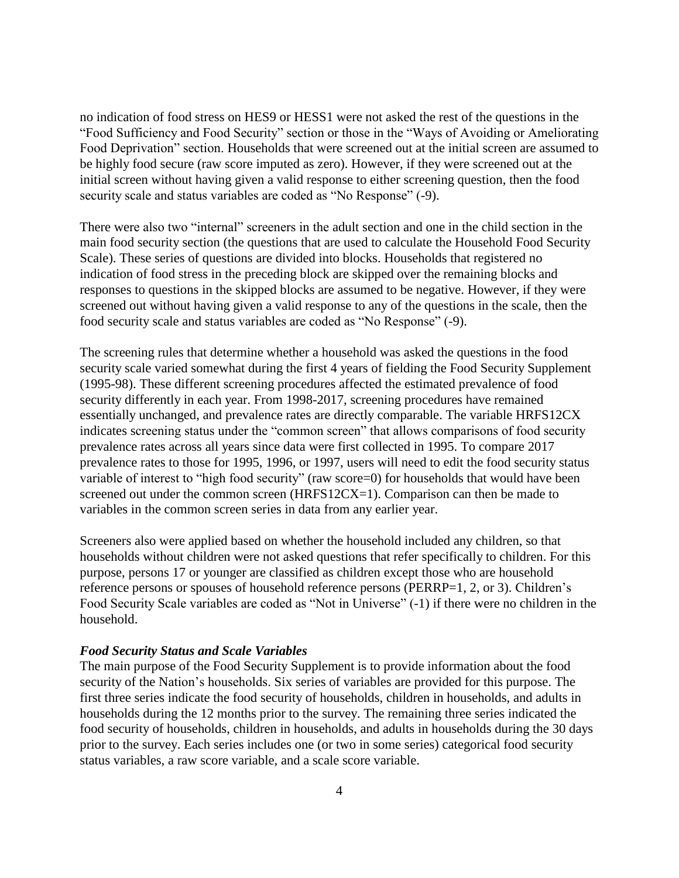no indication of food stress on HES9 or HESS1 were not asked the rest of the questions in the "Food Sufficiency and Food Security" section or those in the "Ways of Avoiding or Ameliorating Food Deprivation" section. Households that were screened out at the initial screen are assumed to be highly food secure (raw score imputed as zero). However, if they were screened out at the initial screen without having given a valid response to either screening question, then the food security scale and status variables are coded as "No Response" (-9).

There were also two "internal" screeners in the adult section and one in the child section in the main food security section (the questions that are used to calculate the Household Food Security Scale). These series of questions are divided into blocks. Households that registered no indication of food stress in the preceding block are skipped over the remaining blocks and responses to questions in the skipped blocks are assumed to be negative. However, if they were screened out without having given a valid response to any of the questions in the scale, then the food security scale and status variables are coded as "No Response" (-9).

The screening rules that determine whether a household was asked the questions in the food security scale varied somewhat during the first 4 years of fielding the Food Security Supplement (1995-98). These different screening procedures affected the estimated prevalence of food security differently in each year. From 1998-2017, screening procedures have remained essentially unchanged, and prevalence rates are directly comparable. The variable HRFS12CX indicates screening status under the "common screen" that allows comparisons of food security prevalence rates across all years since data were first collected in 1995. To compare 2017 prevalence rates to those for 1995, 1996, or 1997, users will need to edit the food security status variable of interest to "high food security" (raw score=0) for households that would have been screened out under the common screen (HRFS12CX=1). Comparison can then be made to variables in the common screen series in data from any earlier year.

Screeners also were applied based on whether the household included any children, so that households without children were not asked questions that refer specifically to children. For this purpose, persons 17 or younger are classified as children except those who are household reference persons or spouses of household reference persons (PERRP=1, 2, or 3). Children's Food Security Scale variables are coded as "Not in Universe" (-1) if there were no children in the household.

***Food Security Status and Scale Variables***

The main purpose of the Food Security Supplement is to provide information about the food security of the Nation's households. Six series of variables are provided for this purpose. The first three series indicate the food security of households, children in households, and adults in households during the 12 months prior to the survey. The remaining three series indicated the food security of households, children in households, and adults in households during the 30 days prior to the survey. Each series includes one (or two in some series) categorical food security status variables, a raw score variable, and a scale score variable.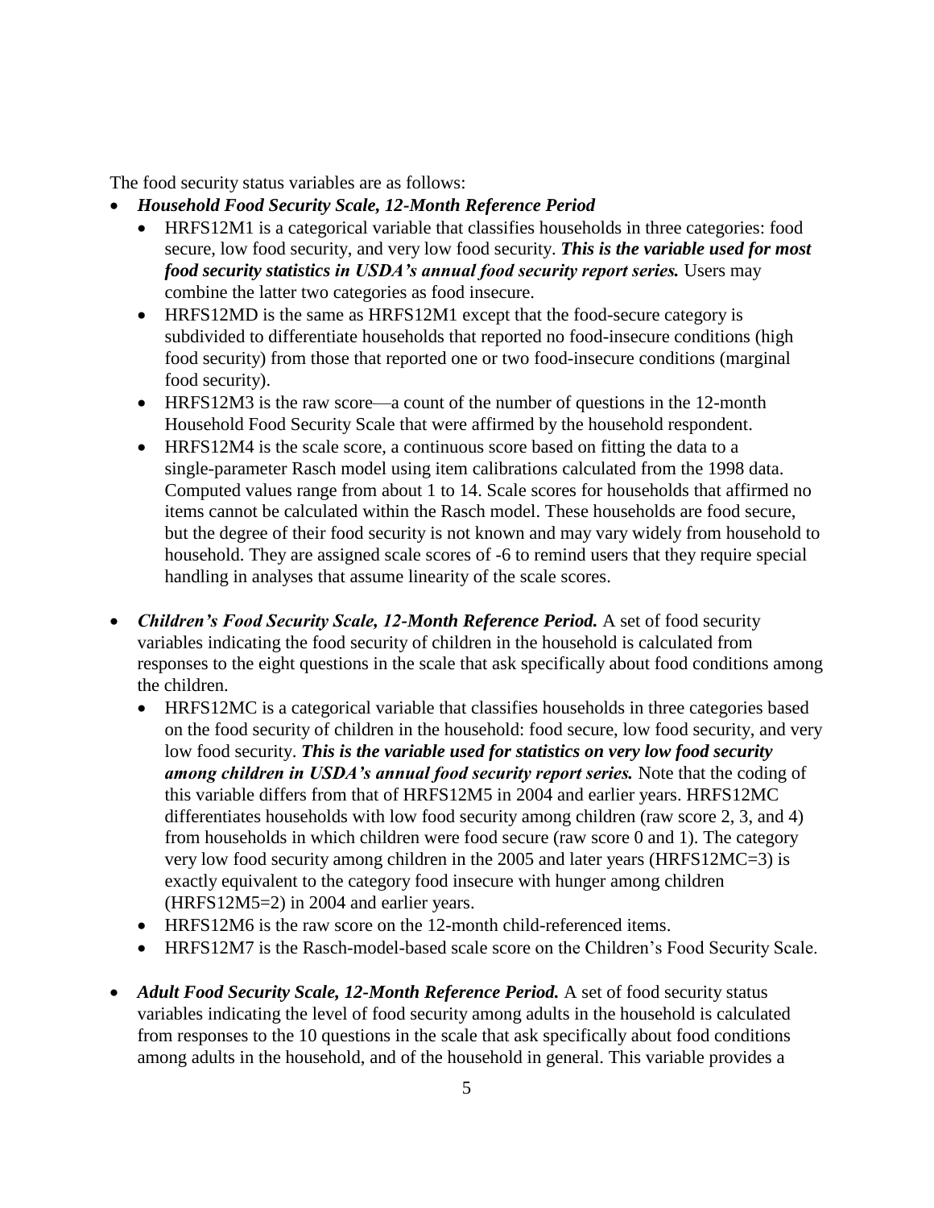The food security status variables are as follows:

- ***Household Food Security Scale, 12-Month Reference Period***
  - HRFS12M1 is a categorical variable that classifies households in three categories: food secure, low food security, and very low food security. ***This is the variable used for most food security statistics in USDA's annual food security report series.*** Users may combine the latter two categories as food insecure.
  - HRFS12MD is the same as HRFS12M1 except that the food-secure category is subdivided to differentiate households that reported no food-insecure conditions (high food security) from those that reported one or two food-insecure conditions (marginal food security).
  - HRFS12M3 is the raw score—a count of the number of questions in the 12-month Household Food Security Scale that were affirmed by the household respondent.
  - HRFS12M4 is the scale score, a continuous score based on fitting the data to a single-parameter Rasch model using item calibrations calculated from the 1998 data. Computed values range from about 1 to 14. Scale scores for households that affirmed no items cannot be calculated within the Rasch model. These households are food secure, but the degree of their food security is not known and may vary widely from household to household. They are assigned scale scores of -6 to remind users that they require special handling in analyses that assume linearity of the scale scores.

- ***Children's Food Security Scale, 12-Month Reference Period.*** A set of food security variables indicating the food security of children in the household is calculated from responses to the eight questions in the scale that ask specifically about food conditions among the children.
  - HRFS12MC is a categorical variable that classifies households in three categories based on the food security of children in the household: food secure, low food security, and very low food security. ***This is the variable used for statistics on very low food security among children in USDA's annual food security report series.*** Note that the coding of this variable differs from that of HRFS12M5 in 2004 and earlier years. HRFS12MC differentiates households with low food security among children (raw score 2, 3, and 4) from households in which children were food secure (raw score 0 and 1). The category very low food security among children in the 2005 and later years (HRFS12MC=3) is exactly equivalent to the category food insecure with hunger among children (HRFS12M5=2) in 2004 and earlier years.
  - HRFS12M6 is the raw score on the 12-month child-referenced items.
  - HRFS12M7 is the Rasch-model-based scale score on the Children's Food Security Scale.

- ***Adult Food Security Scale, 12-Month Reference Period.*** A set of food security status variables indicating the level of food security among adults in the household is calculated from responses to the 10 questions in the scale that ask specifically about food conditions among adults in the household, and of the household in general. This variable provides a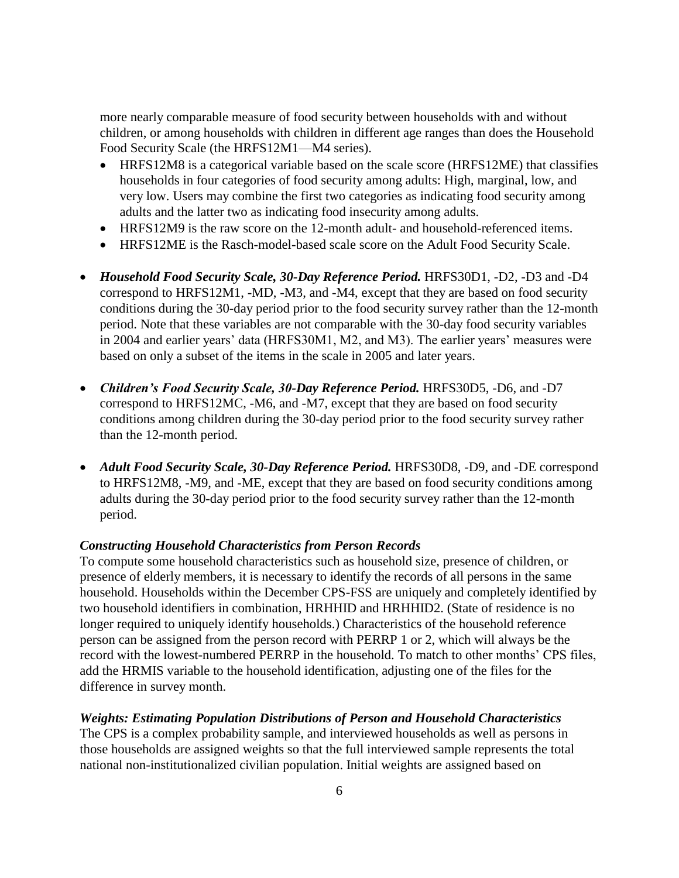more nearly comparable measure of food security between households with and without children, or among households with children in different age ranges than does the Household Food Security Scale (the HRFS12M1—M4 series).

- HRFS12M8 is a categorical variable based on the scale score (HRFS12ME) that classifies households in four categories of food security among adults: High, marginal, low, and very low. Users may combine the first two categories as indicating food security among adults and the latter two as indicating food insecurity among adults.
- HRFS12M9 is the raw score on the 12-month adult- and household-referenced items.
- HRFS12ME is the Rasch-model-based scale score on the Adult Food Security Scale.

- ***Household Food Security Scale, 30-Day Reference Period.*** HRFS30D1, -D2, -D3 and -D4 correspond to HRFS12M1, -MD, -M3, and -M4, except that they are based on food security conditions during the 30-day period prior to the food security survey rather than the 12-month period. Note that these variables are not comparable with the 30-day food security variables in 2004 and earlier years' data (HRFS30M1, M2, and M3). The earlier years' measures were based on only a subset of the items in the scale in 2005 and later years.

- ***Children's Food Security Scale, 30-Day Reference Period.*** HRFS30D5, -D6, and -D7 correspond to HRFS12MC, -M6, and -M7, except that they are based on food security conditions among children during the 30-day period prior to the food security survey rather than the 12-month period.

- ***Adult Food Security Scale, 30-Day Reference Period.*** HRFS30D8, -D9, and -DE correspond to HRFS12M8, -M9, and -ME, except that they are based on food security conditions among adults during the 30-day period prior to the food security survey rather than the 12-month period.

***Constructing Household Characteristics from Person Records***

To compute some household characteristics such as household size, presence of children, or presence of elderly members, it is necessary to identify the records of all persons in the same household. Households within the December CPS-FSS are uniquely and completely identified by two household identifiers in combination, HRHHID and HRHHID2. (State of residence is no longer required to uniquely identify households.) Characteristics of the household reference person can be assigned from the person record with PERRP 1 or 2, which will always be the record with the lowest-numbered PERRP in the household. To match to other months' CPS files, add the HRMIS variable to the household identification, adjusting one of the files for the difference in survey month.

***Weights: Estimating Population Distributions of Person and Household Characteristics***

The CPS is a complex probability sample, and interviewed households as well as persons in those households are assigned weights so that the full interviewed sample represents the total national non-institutionalized civilian population. Initial weights are assigned based on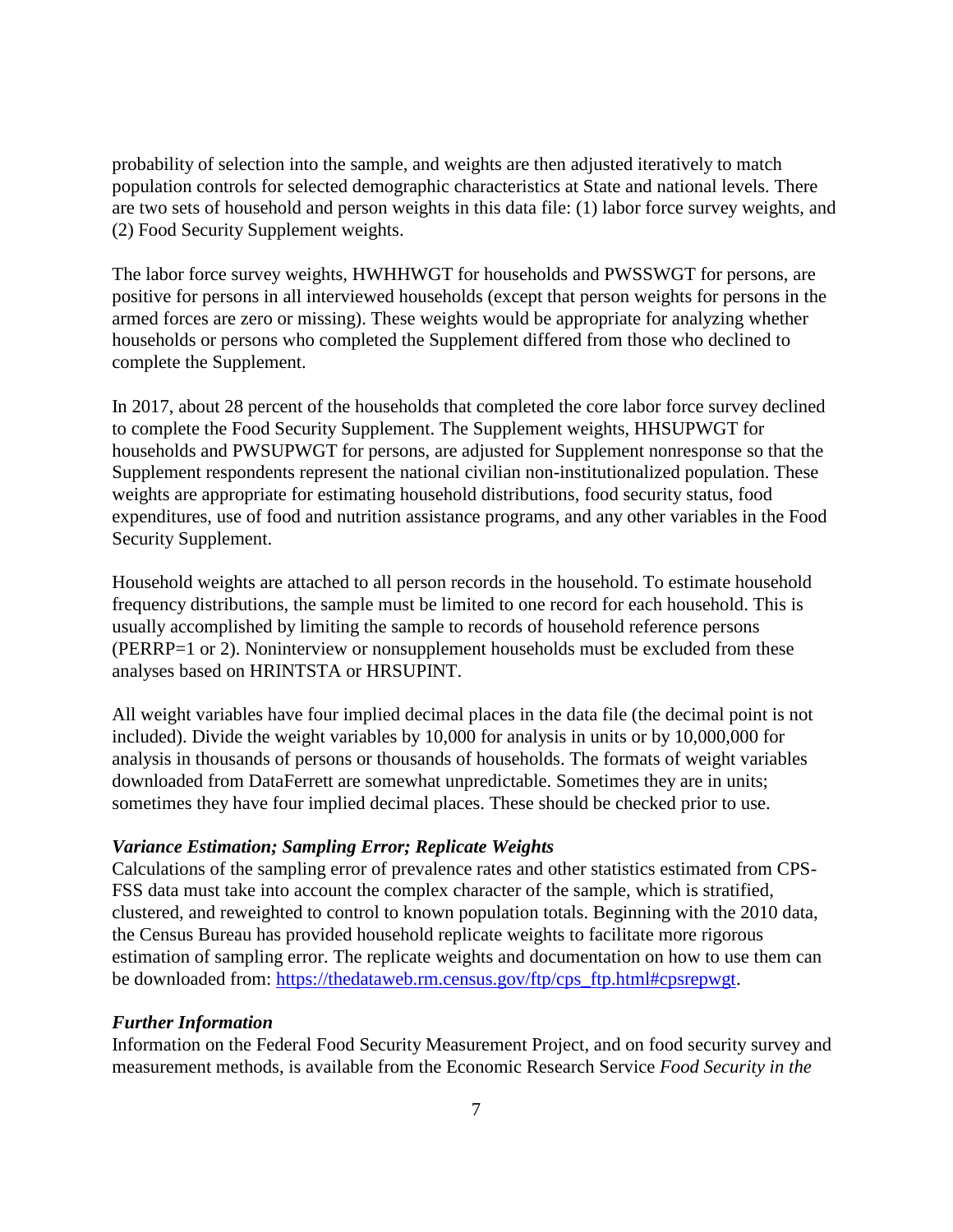probability of selection into the sample, and weights are then adjusted iteratively to match population controls for selected demographic characteristics at State and national levels. There are two sets of household and person weights in this data file: (1) labor force survey weights, and (2) Food Security Supplement weights.

The labor force survey weights, HWHHWGT for households and PWSSWGT for persons, are positive for persons in all interviewed households (except that person weights for persons in the armed forces are zero or missing). These weights would be appropriate for analyzing whether households or persons who completed the Supplement differed from those who declined to complete the Supplement.

In 2017, about 28 percent of the households that completed the core labor force survey declined to complete the Food Security Supplement. The Supplement weights, HHSUPWGT for households and PWSUPWGT for persons, are adjusted for Supplement nonresponse so that the Supplement respondents represent the national civilian non-institutionalized population. These weights are appropriate for estimating household distributions, food security status, food expenditures, use of food and nutrition assistance programs, and any other variables in the Food Security Supplement.

Household weights are attached to all person records in the household. To estimate household frequency distributions, the sample must be limited to one record for each household. This is usually accomplished by limiting the sample to records of household reference persons (PERRP=1 or 2). Noninterview or nonsupplement households must be excluded from these analyses based on HRINTSTA or HRSUPINT.

All weight variables have four implied decimal places in the data file (the decimal point is not included). Divide the weight variables by 10,000 for analysis in units or by 10,000,000 for analysis in thousands of persons or thousands of households. The formats of weight variables downloaded from DataFerrett are somewhat unpredictable. Sometimes they are in units; sometimes they have four implied decimal places. These should be checked prior to use.

***Variance Estimation; Sampling Error; Replicate Weights***

Calculations of the sampling error of prevalence rates and other statistics estimated from CPS-FSS data must take into account the complex character of the sample, which is stratified, clustered, and reweighted to control to known population totals. Beginning with the 2010 data, the Census Bureau has provided household replicate weights to facilitate more rigorous estimation of sampling error. The replicate weights and documentation on how to use them can be downloaded from: [https://thedataweb.rm.census.gov/ftp/cps_ftp.html#cpsrepwgt](https://thedataweb.rm.census.gov/ftp/cps_ftp.html#cpsrepwgt).

***Further Information***

Information on the Federal Food Security Measurement Project, and on food security survey and measurement methods, is available from the Economic Research Service *Food Security in the*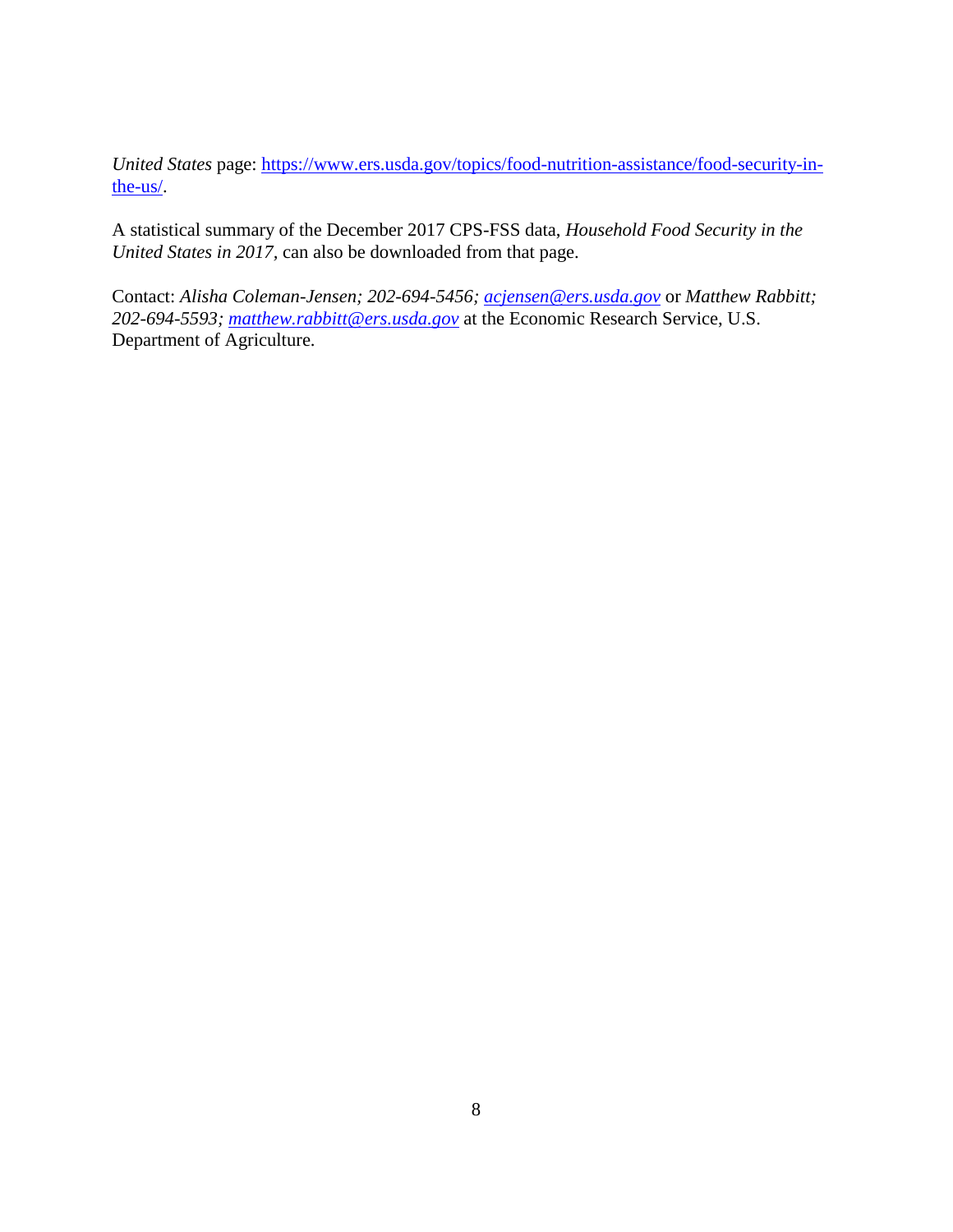*United States* page: https://www.ers.usda.gov/topics/food-nutrition-assistance/food-security-in-the-us/.

A statistical summary of the December 2017 CPS-FSS data, *Household Food Security in the United States in 2017,* can also be downloaded from that page.

Contact: *Alisha Coleman-Jensen; 202-694-5456; acjensen@ers.usda.gov* or *Matthew Rabbitt; 202-694-5593; matthew.rabbitt@ers.usda.gov* at the Economic Research Service, U.S. Department of Agriculture.